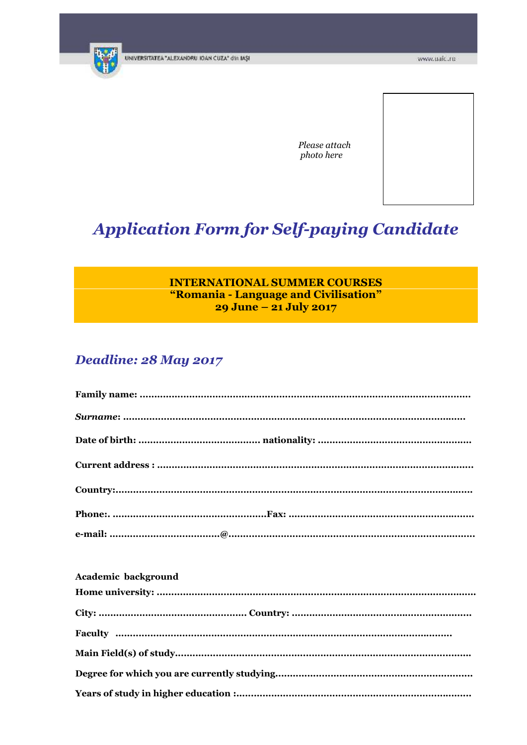UNIVERSITATEA "ALEXANDRU IOAN CUZA" din IAŞI

www.uaic.ro

*Please attach photo here*

# *Application Form for Self-paying Candidate*

**INTERNATIONAL SUMMER COURSES**
**"Romania - Language and Civilisation"**
**29 June – 21 July 2017**

## *Deadline: 28 May 2017*

**Family name:** ..................................................................................................

***Surname*:** ..................................................................................................

**Date of birth:** ........................................ **nationality:** ..................................................

**Current address :** ..................................................................................................

**Country:**..................................................................................................

**Phone:**. ................................................... **Fax:** ..............................................................

**e-mail:** ....................................@....................................................................................

**Academic background**

**Home university:** ..................................................................................................

**City:** ................................................ **Country:** ..............................................................

**Faculty** ..................................................................................................

**Main Field(s) of study**..................................................................................................

**Degree for which you are currently studying**..................................................................

**Years of study in higher education :**................................................................................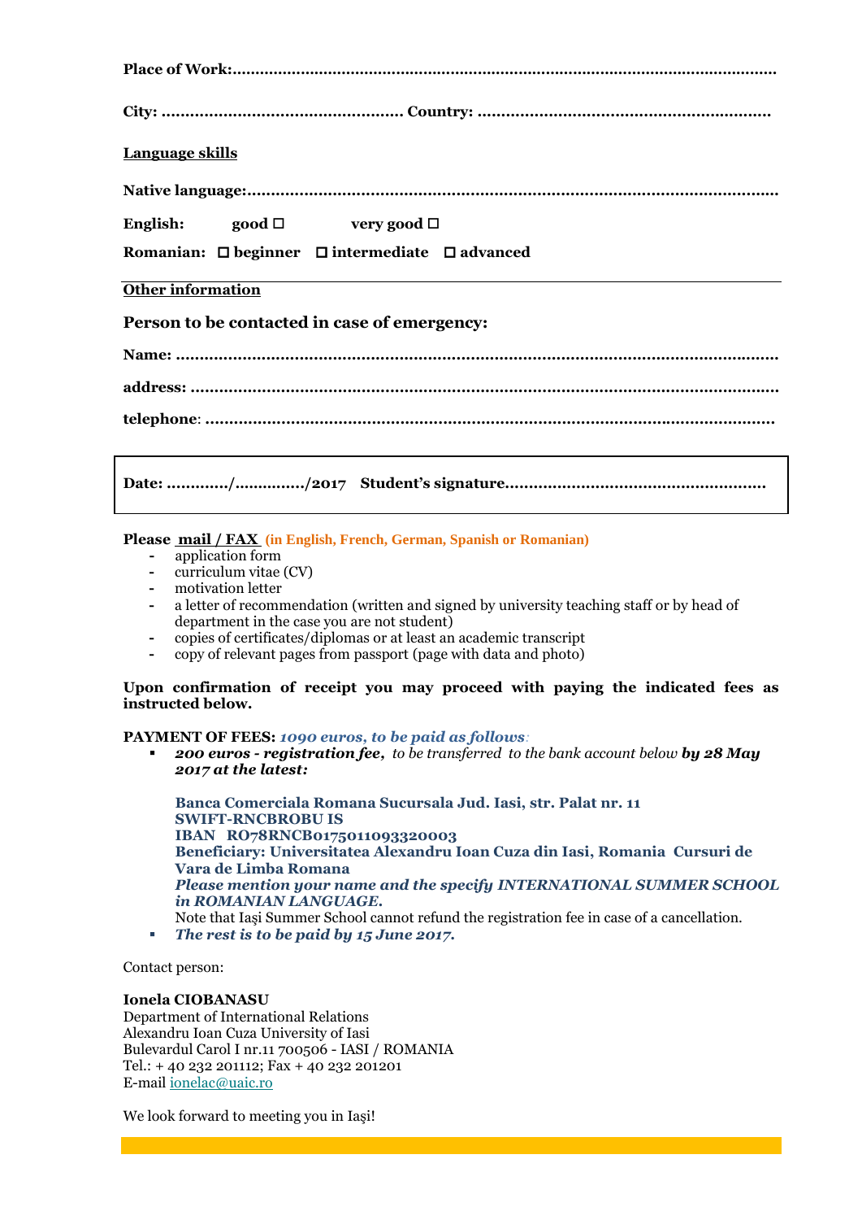**Place of Work:**.....................................................................................................................

**City:** .................................................. **Country:** .............................................................

**Language skills**

**Native language:**...................................................................................................................

**English:** **good** ☐ **very good** ☐

**Romanian:** ☐ **beginner** ☐ **intermediate** ☐ **advanced**

**Other information**

**Person to be contacted in case of emergency:**

**Name:** .................................................................................................................................

**address:** ..............................................................................................................................

**telephone**: .........................................................................................................................

**Date:** ............./.............../2017 **Student's signature**......................................................

**Please mail / FAX** **(in English, French, German, Spanish or Romanian)**

- application form
- curriculum vitae (CV)
- motivation letter
- a letter of recommendation (written and signed by university teaching staff or by head of department in the case you are not student)
- copies of certificates/diplomas or at least an academic transcript
- copy of relevant pages from passport (page with data and photo)

**Upon confirmation of receipt you may proceed with paying the indicated fees as instructed below.**

**PAYMENT OF FEES:** ***1090 euros, to be paid as follows**:*

- ***200 euros - registration fee**, to be transferred to the bank account below **by 28 May 2017 at the latest:***

  **Banca Comerciala Romana Sucursala Jud. Iasi, str. Palat nr. 11**
  **SWIFT-RNCBROBU IS**
  **IBAN RO78RNCB0175011093320003**
  **Beneficiary: Universitatea Alexandru Ioan Cuza din Iasi, Romania Cursuri de Vara de Limba Romana**
  ***Please mention your name and the specify INTERNATIONAL SUMMER SCHOOL in ROMANIAN LANGUAGE.***
  Note that Iaşi Summer School cannot refund the registration fee in case of a cancellation.
- ***The rest is to be paid by 15 June 2017.***

Contact person:

**Ionela CIOBANASU**
Department of International Relations
Alexandru Ioan Cuza University of Iasi
Bulevardul Carol I nr.11 700506 - IASI / ROMANIA
Tel.: + 40 232 201112; Fax + 40 232 201201
E-mail ionelac@uaic.ro

We look forward to meeting you in Iaşi!